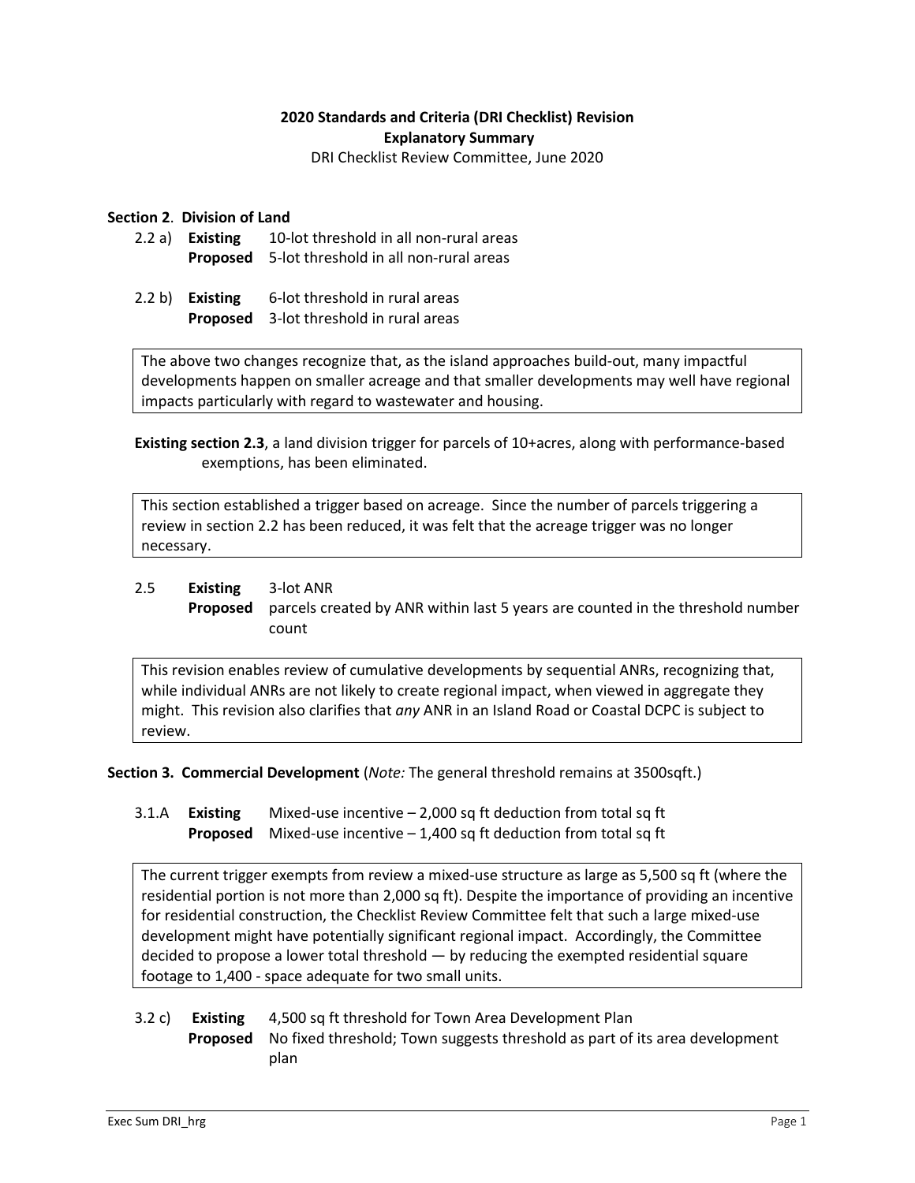**2020 Standards and Criteria (DRI Checklist) Revision**
**Explanatory Summary**
DRI Checklist Review Committee, June 2020

**Section 2. Division of Land**

2.2 a) **Existing** 10-lot threshold in all non-rural areas
**Proposed** 5-lot threshold in all non-rural areas

2.2 b) **Existing** 6-lot threshold in rural areas
**Proposed** 3-lot threshold in rural areas

> The above two changes recognize that, as the island approaches build-out, many impactful developments happen on smaller acreage and that smaller developments may well have regional impacts particularly with regard to wastewater and housing.

**Existing section 2.3**, a land division trigger for parcels of 10+acres, along with performance-based exemptions, has been eliminated.

> This section established a trigger based on acreage. Since the number of parcels triggering a review in section 2.2 has been reduced, it was felt that the acreage trigger was no longer necessary.

2.5 **Existing** 3-lot ANR
**Proposed** parcels created by ANR within last 5 years are counted in the threshold number count

> This revision enables review of cumulative developments by sequential ANRs, recognizing that, while individual ANRs are not likely to create regional impact, when viewed in aggregate they might. This revision also clarifies that *any* ANR in an Island Road or Coastal DCPC is subject to review.

**Section 3. Commercial Development** (*Note:* The general threshold remains at 3500sqft.)

3.1.A **Existing** Mixed-use incentive – 2,000 sq ft deduction from total sq ft
**Proposed** Mixed-use incentive – 1,400 sq ft deduction from total sq ft

> The current trigger exempts from review a mixed-use structure as large as 5,500 sq ft (where the residential portion is not more than 2,000 sq ft). Despite the importance of providing an incentive for residential construction, the Checklist Review Committee felt that such a large mixed-use development might have potentially significant regional impact. Accordingly, the Committee decided to propose a lower total threshold — by reducing the exempted residential square footage to 1,400 - space adequate for two small units.

3.2 c) **Existing** 4,500 sq ft threshold for Town Area Development Plan
**Proposed** No fixed threshold; Town suggests threshold as part of its area development plan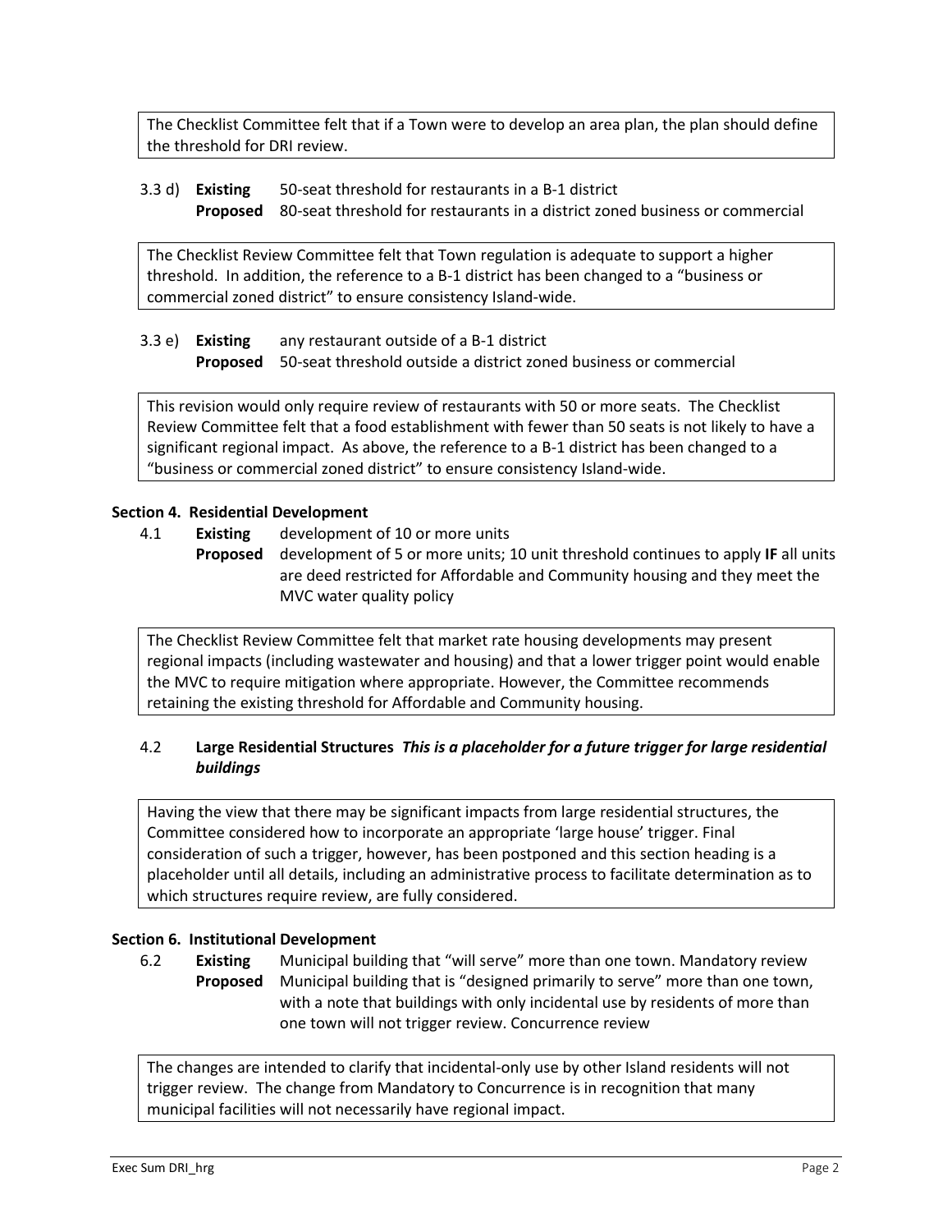The Checklist Committee felt that if a Town were to develop an area plan, the plan should define the threshold for DRI review.

3.3 d) **Existing** 50-seat threshold for restaurants in a B-1 district
**Proposed** 80-seat threshold for restaurants in a district zoned business or commercial

The Checklist Review Committee felt that Town regulation is adequate to support a higher threshold. In addition, the reference to a B-1 district has been changed to a "business or commercial zoned district" to ensure consistency Island-wide.

3.3 e) **Existing** any restaurant outside of a B-1 district
**Proposed** 50-seat threshold outside a district zoned business or commercial

This revision would only require review of restaurants with 50 or more seats. The Checklist Review Committee felt that a food establishment with fewer than 50 seats is not likely to have a significant regional impact. As above, the reference to a B-1 district has been changed to a "business or commercial zoned district" to ensure consistency Island-wide.

**Section 4. Residential Development**

4.1 **Existing** development of 10 or more units
**Proposed** development of 5 or more units; 10 unit threshold continues to apply **IF** all units are deed restricted for Affordable and Community housing and they meet the MVC water quality policy

The Checklist Review Committee felt that market rate housing developments may present regional impacts (including wastewater and housing) and that a lower trigger point would enable the MVC to require mitigation where appropriate. However, the Committee recommends retaining the existing threshold for Affordable and Community housing.

4.2 **Large Residential Structures** ***This is a placeholder for a future trigger for large residential buildings***

Having the view that there may be significant impacts from large residential structures, the Committee considered how to incorporate an appropriate 'large house' trigger. Final consideration of such a trigger, however, has been postponed and this section heading is a placeholder until all details, including an administrative process to facilitate determination as to which structures require review, are fully considered.

**Section 6. Institutional Development**

6.2 **Existing** Municipal building that "will serve" more than one town. Mandatory review
**Proposed** Municipal building that is "designed primarily to serve" more than one town, with a note that buildings with only incidental use by residents of more than one town will not trigger review. Concurrence review

The changes are intended to clarify that incidental-only use by other Island residents will not trigger review. The change from Mandatory to Concurrence is in recognition that many municipal facilities will not necessarily have regional impact.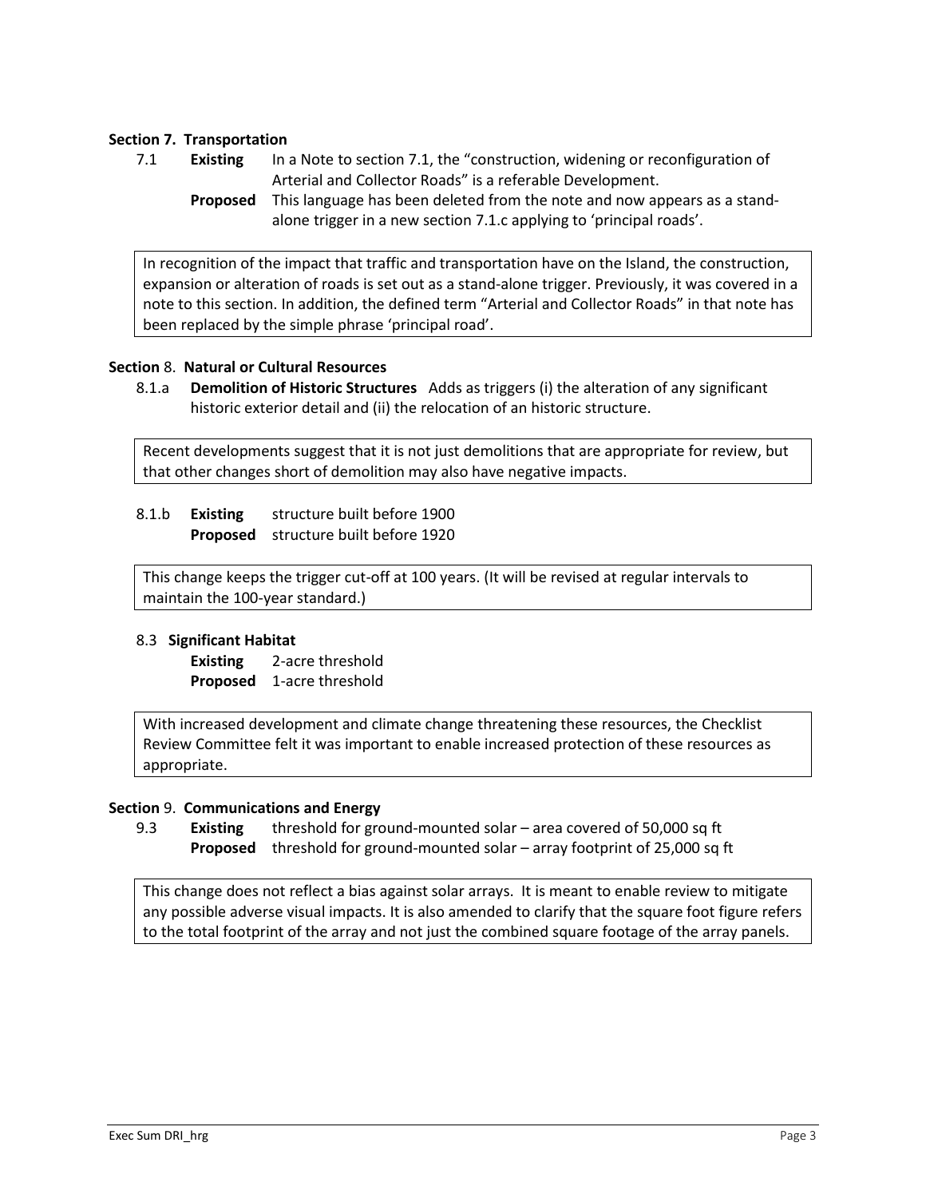**Section 7. Transportation**

7.1 **Existing** In a Note to section 7.1, the "construction, widening or reconfiguration of Arterial and Collector Roads" is a referable Development.

**Proposed** This language has been deleted from the note and now appears as a stand-alone trigger in a new section 7.1.c applying to 'principal roads'.

> In recognition of the impact that traffic and transportation have on the Island, the construction, expansion or alteration of roads is set out as a stand-alone trigger. Previously, it was covered in a note to this section. In addition, the defined term "Arterial and Collector Roads" in that note has been replaced by the simple phrase 'principal road'.

**Section** 8. **Natural or Cultural Resources**

8.1.a **Demolition of Historic Structures** Adds as triggers (i) the alteration of any significant historic exterior detail and (ii) the relocation of an historic structure.

> Recent developments suggest that it is not just demolitions that are appropriate for review, but that other changes short of demolition may also have negative impacts.

8.1.b **Existing** structure built before 1900

**Proposed** structure built before 1920

> This change keeps the trigger cut-off at 100 years. (It will be revised at regular intervals to maintain the 100-year standard.)

8.3 **Significant Habitat**

**Existing** 2-acre threshold

**Proposed** 1-acre threshold

> With increased development and climate change threatening these resources, the Checklist Review Committee felt it was important to enable increased protection of these resources as appropriate.

**Section** 9. **Communications and Energy**

9.3 **Existing** threshold for ground-mounted solar – area covered of 50,000 sq ft

**Proposed** threshold for ground-mounted solar – array footprint of 25,000 sq ft

> This change does not reflect a bias against solar arrays. It is meant to enable review to mitigate any possible adverse visual impacts. It is also amended to clarify that the square foot figure refers to the total footprint of the array and not just the combined square footage of the array panels.